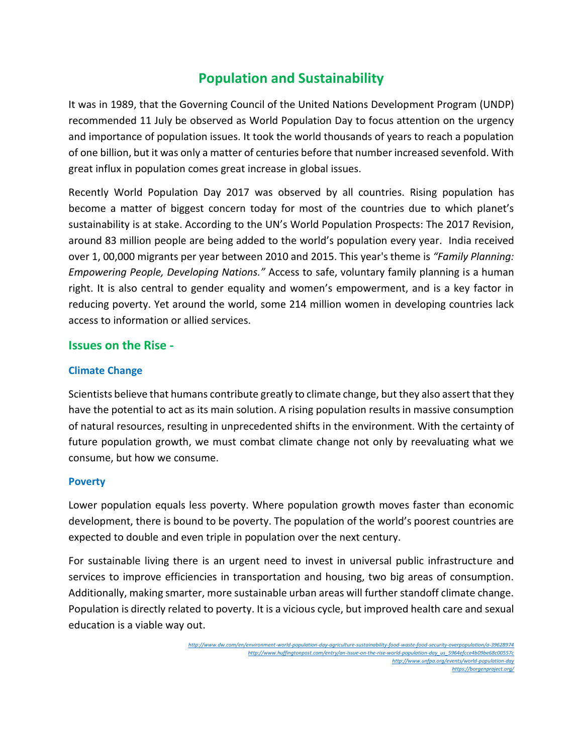# Population and Sustainability

It was in 1989, that the Governing Council of the United Nations Development Program (UNDP) recommended 11 July be observed as World Population Day to focus attention on the urgency and importance of population issues. It took the world thousands of years to reach a population of one billion, but it was only a matter of centuries before that number increased sevenfold. With great influx in population comes great increase in global issues.

Recently World Population Day 2017 was observed by all countries. Rising population has become a matter of biggest concern today for most of the countries due to which planet's sustainability is at stake. According to the UN's World Population Prospects: The 2017 Revision, around 83 million people are being added to the world's population every year. India received over 1, 00,000 migrants per year between 2010 and 2015. This year's theme is *"Family Planning: Empowering People, Developing Nations."* Access to safe, voluntary family planning is a human right. It is also central to gender equality and women's empowerment, and is a key factor in reducing poverty. Yet around the world, some 214 million women in developing countries lack access to information or allied services.

## Issues on the Rise -

### Climate Change

Scientists believe that humans contribute greatly to climate change, but they also assert that they have the potential to act as its main solution. A rising population results in massive consumption of natural resources, resulting in unprecedented shifts in the environment. With the certainty of future population growth, we must combat climate change not only by reevaluating what we consume, but how we consume.

### Poverty

Lower population equals less poverty. Where population growth moves faster than economic development, there is bound to be poverty. The population of the world's poorest countries are expected to double and even triple in population over the next century.

For sustainable living there is an urgent need to invest in universal public infrastructure and services to improve efficiencies in transportation and housing, two big areas of consumption. Additionally, making smarter, more sustainable urban areas will further standoff climate change. Population is directly related to poverty. It is a vicious cycle, but improved health care and sexual education is a viable way out.

http://www.dw.com/en/environment-world-population-day-agriculture-sustainability-food-waste-food-security-overpopulation/a-39628974
http://www.huffingtonpost.com/entry/an-issue-on-the-rise-world-population-day_us_5964efcce4b09be68c00557c
http://www.unfpa.org/events/world-population-day
https://borgenproject.org/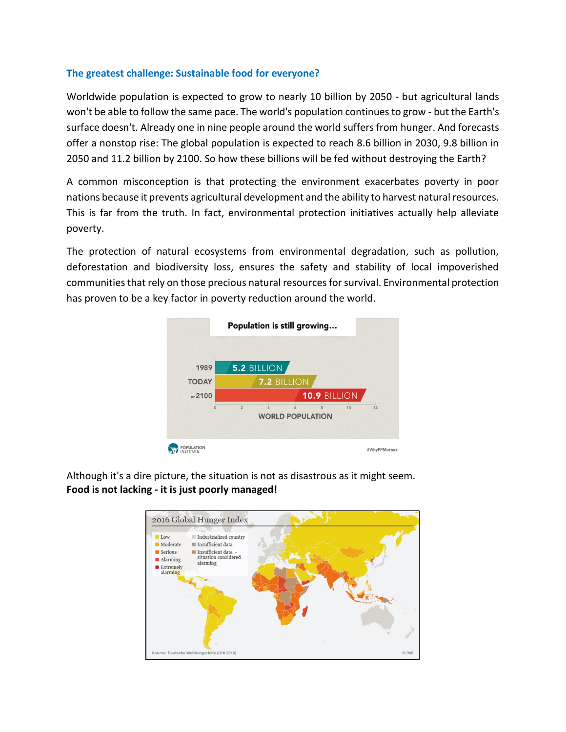## The greatest challenge: Sustainable food for everyone?

Worldwide population is expected to grow to nearly 10 billion by 2050 - but agricultural lands won't be able to follow the same pace. The world's population continues to grow - but the Earth's surface doesn't. Already one in nine people around the world suffers from hunger. And forecasts offer a nonstop rise: The global population is expected to reach 8.6 billion in 2030, 9.8 billion in 2050 and 11.2 billion by 2100. So how these billions will be fed without destroying the Earth?

A common misconception is that protecting the environment exacerbates poverty in poor nations because it prevents agricultural development and the ability to harvest natural resources. This is far from the truth. In fact, environmental protection initiatives actually help alleviate poverty.

The protection of natural ecosystems from environmental degradation, such as pollution, deforestation and biodiversity loss, ensures the safety and stability of local impoverished communities that rely on those precious natural resources for survival. Environmental protection has proven to be a key factor in poverty reduction around the world.

Population is still growing...

1989 5.2 BILLION

TODAY 7.2 BILLION

BY 2100 10.9 BILLION

0 2 4 6 8 10 12

WORLD POPULATION

POPULATION INSTITUTE

#WhyFPMatters

Although it's a dire picture, the situation is not as disastrous as it might seem.
**Food is not lacking - it is just poorly managed!**

2016 Global Hunger Index

Low
Moderate
Serious
Alarming
Extremely alarming

Industrialized country
Insufficient data
Insufficient data - situation considered alarming

Source: Deutsche Welthungerhilfe (GHI 2016)

© DW